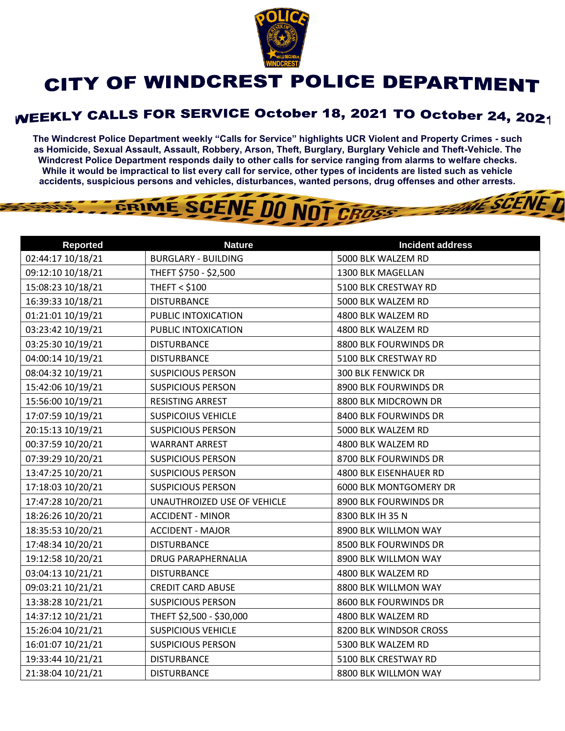# CITY OF WINDCREST POLICE DEPARTMENT

## WEEKLY CALLS FOR SERVICE October 18, 2021 TO October 24, 2021

**The Windcrest Police Department weekly "Calls for Service" highlights UCR Violent and Property Crimes - such as Homicide, Sexual Assault, Assault, Robbery, Arson, Theft, Burglary, Burglary Vehicle and Theft-Vehicle. The Windcrest Police Department responds daily to other calls for service ranging from alarms to welfare checks. While it would be impractical to list every call for service, other types of incidents are listed such as vehicle accidents, suspicious persons and vehicles, disturbances, wanted persons, drug offenses and other arrests.**

| Reported | Nature | Incident address |
|---|---|---|
| 02:44:17 10/18/21 | BURGLARY - BUILDING | 5000 BLK WALZEM RD |
| 09:12:10 10/18/21 | THEFT $750 - $2,500 | 1300 BLK MAGELLAN |
| 15:08:23 10/18/21 | THEFT < $100 | 5100 BLK CRESTWAY RD |
| 16:39:33 10/18/21 | DISTURBANCE | 5000 BLK WALZEM RD |
| 01:21:01 10/19/21 | PUBLIC INTOXICATION | 4800 BLK WALZEM RD |
| 03:23:42 10/19/21 | PUBLIC INTOXICATION | 4800 BLK WALZEM RD |
| 03:25:30 10/19/21 | DISTURBANCE | 8800 BLK FOURWINDS DR |
| 04:00:14 10/19/21 | DISTURBANCE | 5100 BLK CRESTWAY RD |
| 08:04:32 10/19/21 | SUSPICIOUS PERSON | 300 BLK FENWICK DR |
| 15:42:06 10/19/21 | SUSPICIOUS PERSON | 8900 BLK FOURWINDS DR |
| 15:56:00 10/19/21 | RESISTING ARREST | 8800 BLK MIDCROWN DR |
| 17:07:59 10/19/21 | SUSPICOIUS VEHICLE | 8400 BLK FOURWINDS DR |
| 20:15:13 10/19/21 | SUSPICIOUS PERSON | 5000 BLK WALZEM RD |
| 00:37:59 10/20/21 | WARRANT ARREST | 4800 BLK WALZEM RD |
| 07:39:29 10/20/21 | SUSPICIOUS PERSON | 8700 BLK FOURWINDS DR |
| 13:47:25 10/20/21 | SUSPICIOUS PERSON | 4800 BLK EISENHAUER RD |
| 17:18:03 10/20/21 | SUSPICIOUS PERSON | 6000 BLK MONTGOMERY DR |
| 17:47:28 10/20/21 | UNAUTHROIZED USE OF VEHICLE | 8900 BLK FOURWINDS DR |
| 18:26:26 10/20/21 | ACCIDENT - MINOR | 8300 BLK IH 35 N |
| 18:35:53 10/20/21 | ACCIDENT - MAJOR | 8900 BLK WILLMON WAY |
| 17:48:34 10/20/21 | DISTURBANCE | 8500 BLK FOURWINDS DR |
| 19:12:58 10/20/21 | DRUG PARAPHERNALIA | 8900 BLK WILLMON WAY |
| 03:04:13 10/21/21 | DISTURBANCE | 4800 BLK WALZEM RD |
| 09:03:21 10/21/21 | CREDIT CARD ABUSE | 8800 BLK WILLMON WAY |
| 13:38:28 10/21/21 | SUSPICIOUS PERSON | 8600 BLK FOURWINDS DR |
| 14:37:12 10/21/21 | THEFT $2,500 - $30,000 | 4800 BLK WALZEM RD |
| 15:26:04 10/21/21 | SUSPICIOUS VEHICLE | 8200 BLK WINDSOR CROSS |
| 16:01:07 10/21/21 | SUSPICIOUS PERSON | 5300 BLK WALZEM RD |
| 19:33:44 10/21/21 | DISTURBANCE | 5100 BLK CRESTWAY RD |
| 21:38:04 10/21/21 | DISTURBANCE | 8800 BLK WILLMON WAY |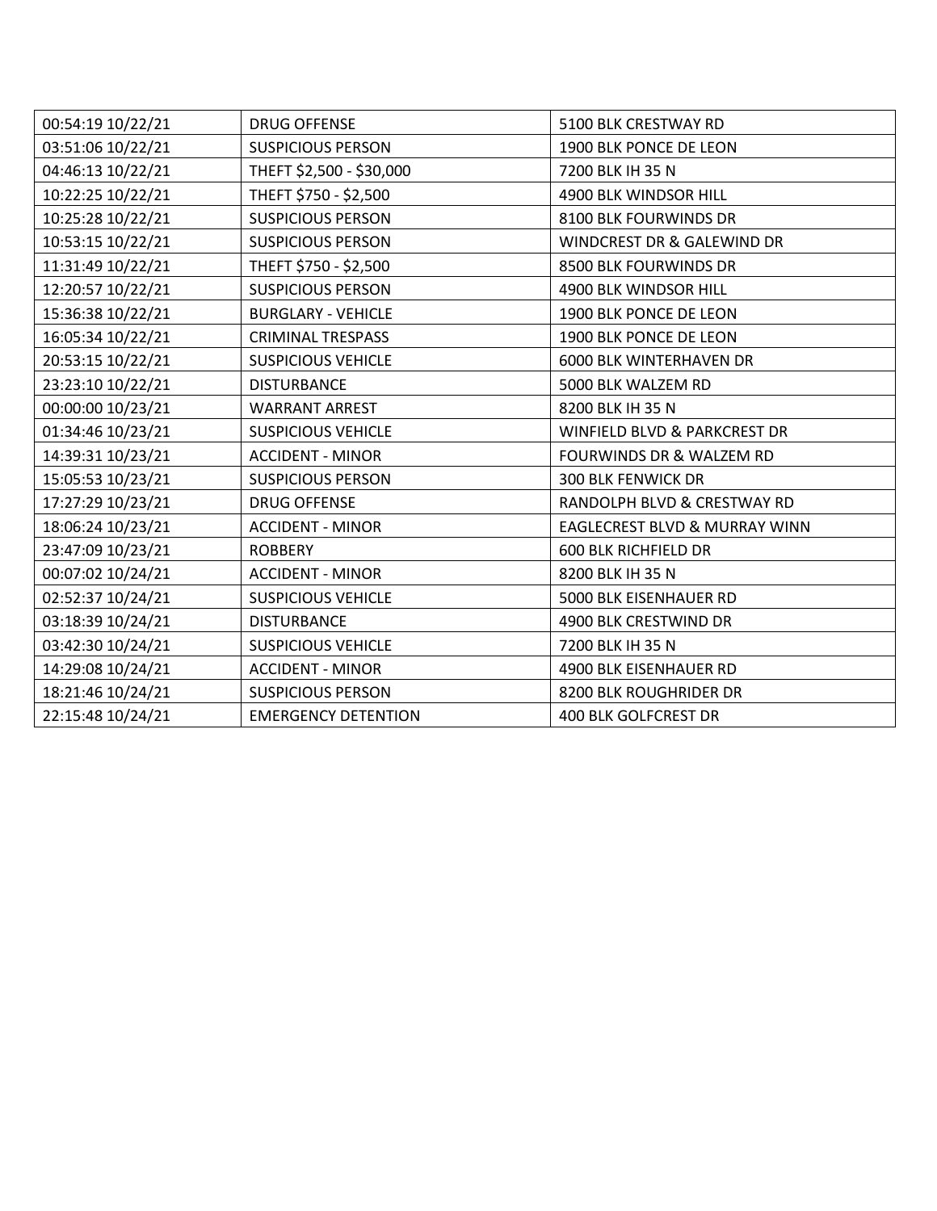| | | |
|---|---|---|
| 00:54:19 10/22/21 | DRUG OFFENSE | 5100 BLK CRESTWAY RD |
| 03:51:06 10/22/21 | SUSPICIOUS PERSON | 1900 BLK PONCE DE LEON |
| 04:46:13 10/22/21 | THEFT $2,500 - $30,000 | 7200 BLK IH 35 N |
| 10:22:25 10/22/21 | THEFT $750 - $2,500 | 4900 BLK WINDSOR HILL |
| 10:25:28 10/22/21 | SUSPICIOUS PERSON | 8100 BLK FOURWINDS DR |
| 10:53:15 10/22/21 | SUSPICIOUS PERSON | WINDCREST DR & GALEWIND DR |
| 11:31:49 10/22/21 | THEFT $750 - $2,500 | 8500 BLK FOURWINDS DR |
| 12:20:57 10/22/21 | SUSPICIOUS PERSON | 4900 BLK WINDSOR HILL |
| 15:36:38 10/22/21 | BURGLARY - VEHICLE | 1900 BLK PONCE DE LEON |
| 16:05:34 10/22/21 | CRIMINAL TRESPASS | 1900 BLK PONCE DE LEON |
| 20:53:15 10/22/21 | SUSPICIOUS VEHICLE | 6000 BLK WINTERHAVEN DR |
| 23:23:10 10/22/21 | DISTURBANCE | 5000 BLK WALZEM RD |
| 00:00:00 10/23/21 | WARRANT ARREST | 8200 BLK IH 35 N |
| 01:34:46 10/23/21 | SUSPICIOUS VEHICLE | WINFIELD BLVD & PARKCREST DR |
| 14:39:31 10/23/21 | ACCIDENT - MINOR | FOURWINDS DR & WALZEM RD |
| 15:05:53 10/23/21 | SUSPICIOUS PERSON | 300 BLK FENWICK DR |
| 17:27:29 10/23/21 | DRUG OFFENSE | RANDOLPH BLVD & CRESTWAY RD |
| 18:06:24 10/23/21 | ACCIDENT - MINOR | EAGLECREST BLVD & MURRAY WINN |
| 23:47:09 10/23/21 | ROBBERY | 600 BLK RICHFIELD DR |
| 00:07:02 10/24/21 | ACCIDENT - MINOR | 8200 BLK IH 35 N |
| 02:52:37 10/24/21 | SUSPICIOUS VEHICLE | 5000 BLK EISENHAUER RD |
| 03:18:39 10/24/21 | DISTURBANCE | 4900 BLK CRESTWIND DR |
| 03:42:30 10/24/21 | SUSPICIOUS VEHICLE | 7200 BLK IH 35 N |
| 14:29:08 10/24/21 | ACCIDENT - MINOR | 4900 BLK EISENHAUER RD |
| 18:21:46 10/24/21 | SUSPICIOUS PERSON | 8200 BLK ROUGHRIDER DR |
| 22:15:48 10/24/21 | EMERGENCY DETENTION | 400 BLK GOLFCREST DR |